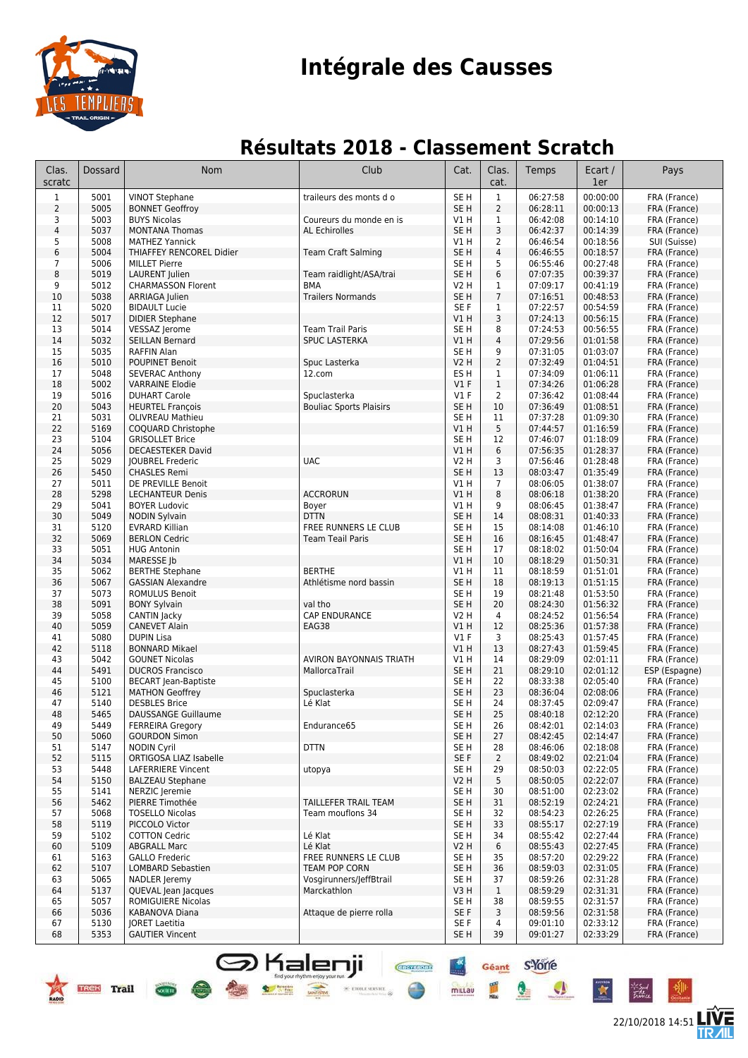# Intégrale des Causses

## Résultats 2018 - Classement Scratch

| Clas. scratc | Dossard | Nom | Club | Cat. | Clas. cat. | Temps | Ecart / 1er | Pays |
|---|---|---|---|---|---|---|---|---|
| 1 | 5001 | VINOT Stephane | traileurs des monts d o | SE H | 1 | 06:27:58 | 00:00:00 | FRA (France) |
| 2 | 5005 | BONNET Geoffroy | | SE H | 2 | 06:28:11 | 00:00:13 | FRA (France) |
| 3 | 5003 | BUYS Nicolas | Coureurs du monde en is | V1 H | 1 | 06:42:08 | 00:14:10 | FRA (France) |
| 4 | 5037 | MONTANA Thomas | AL Echirolles | SE H | 3 | 06:42:37 | 00:14:39 | FRA (France) |
| 5 | 5008 | MATHEZ Yannick | | V1 H | 2 | 06:46:54 | 00:18:56 | SUI (Suisse) |
| 6 | 5004 | THIAFFEY RENCOREL Didier | Team Craft Salming | SE H | 4 | 06:46:55 | 00:18:57 | FRA (France) |
| 7 | 5006 | MILLET Pierre | | SE H | 5 | 06:55:46 | 00:27:48 | FRA (France) |
| 8 | 5019 | LAURENT Julien | Team raidlight/ASA/trai | SE H | 6 | 07:07:35 | 00:39:37 | FRA (France) |
| 9 | 5012 | CHARMASSON Florent | BMA | V2 H | 1 | 07:09:17 | 00:41:19 | FRA (France) |
| 10 | 5038 | ARRIAGA Julien | Trailers Normands | SE H | 7 | 07:16:51 | 00:48:53 | FRA (France) |
| 11 | 5020 | BIDAULT Lucie | | SE F | 1 | 07:22:57 | 00:54:59 | FRA (France) |
| 12 | 5017 | DIDIER Stephane | | V1 H | 3 | 07:24:13 | 00:56:15 | FRA (France) |
| 13 | 5014 | VESSAZ Jerome | Team Trail Paris | SE H | 8 | 07:24:53 | 00:56:55 | FRA (France) |
| 14 | 5032 | SEILLAN Bernard | SPUC LASTERKA | V1 H | 4 | 07:29:56 | 01:01:58 | FRA (France) |
| 15 | 5035 | RAFFIN Alan | | SE H | 9 | 07:31:05 | 01:03:07 | FRA (France) |
| 16 | 5010 | POUPINET Benoit | Spuc Lasterka | V2 H | 2 | 07:32:49 | 01:04:51 | FRA (France) |
| 17 | 5048 | SEVERAC Anthony | 12.com | ES H | 1 | 07:34:09 | 01:06:11 | FRA (France) |
| 18 | 5002 | VARRAINE Elodie | | V1 F | 1 | 07:34:26 | 01:06:28 | FRA (France) |
| 19 | 5016 | DUHART Carole | Spuclasterka | V1 F | 2 | 07:36:42 | 01:08:44 | FRA (France) |
| 20 | 5043 | HEURTEL François | Bouliac Sports Plaisirs | SE H | 10 | 07:36:49 | 01:08:51 | FRA (France) |
| 21 | 5031 | OLIVREAU Mathieu | | SE H | 11 | 07:37:28 | 01:09:30 | FRA (France) |
| 22 | 5169 | COQUARD Christophe | | V1 H | 5 | 07:44:57 | 01:16:59 | FRA (France) |
| 23 | 5104 | GRISOLLET Brice | | SE H | 12 | 07:46:07 | 01:18:09 | FRA (France) |
| 24 | 5056 | DECAESTEKER David | | V1 H | 6 | 07:56:35 | 01:28:37 | FRA (France) |
| 25 | 5029 | JOUBREL Frederic | UAC | V2 H | 3 | 07:56:46 | 01:28:48 | FRA (France) |
| 26 | 5450 | CHASLES Remi | | SE H | 13 | 08:03:47 | 01:35:49 | FRA (France) |
| 27 | 5011 | DE PREVILLE Benoit | | V1 H | 7 | 08:06:05 | 01:38:07 | FRA (France) |
| 28 | 5298 | LECHANTEUR Denis | ACCRORUN | V1 H | 8 | 08:06:18 | 01:38:20 | FRA (France) |
| 29 | 5041 | BOYER Ludovic | Boyer | V1 H | 9 | 08:06:45 | 01:38:47 | FRA (France) |
| 30 | 5049 | NODIN Sylvain | DTTN | SE H | 14 | 08:08:31 | 01:40:33 | FRA (France) |
| 31 | 5120 | EVRARD Killian | FREE RUNNERS LE CLUB | SE H | 15 | 08:14:08 | 01:46:10 | FRA (France) |
| 32 | 5069 | BERLON Cedric | Team Teail Paris | SE H | 16 | 08:16:45 | 01:48:47 | FRA (France) |
| 33 | 5051 | HUG Antonin | | SE H | 17 | 08:18:02 | 01:50:04 | FRA (France) |
| 34 | 5034 | MARESSE Jb | | V1 H | 10 | 08:18:29 | 01:50:31 | FRA (France) |
| 35 | 5062 | BERTHE Stephane | BERTHE | V1 H | 11 | 08:18:59 | 01:51:01 | FRA (France) |
| 36 | 5067 | GASSIAN Alexandre | Athlétisme nord bassin | SE H | 18 | 08:19:13 | 01:51:15 | FRA (France) |
| 37 | 5073 | ROMULUS Benoit | | SE H | 19 | 08:21:48 | 01:53:50 | FRA (France) |
| 38 | 5091 | BONY Sylvain | val tho | SE H | 20 | 08:24:30 | 01:56:32 | FRA (France) |
| 39 | 5058 | CANTIN Jacky | CAP ENDURANCE | V2 H | 4 | 08:24:52 | 01:56:54 | FRA (France) |
| 40 | 5059 | CANEVET Alain | EAG38 | V1 H | 12 | 08:25:36 | 01:57:38 | FRA (France) |
| 41 | 5080 | DUPIN Lisa | | V1 F | 3 | 08:25:43 | 01:57:45 | FRA (France) |
| 42 | 5118 | BONNARD Mikael | | V1 H | 13 | 08:27:43 | 01:59:45 | FRA (France) |
| 43 | 5042 | GOUNET Nicolas | AVIRON BAYONNAIS TRIATH | V1 H | 14 | 08:29:09 | 02:01:11 | FRA (France) |
| 44 | 5491 | DUCROS Francisco | MallorcaTrail | SE H | 21 | 08:29:10 | 02:01:12 | ESP (Espagne) |
| 45 | 5100 | BECART Jean-Baptiste | | SE H | 22 | 08:33:38 | 02:05:40 | FRA (France) |
| 46 | 5121 | MATHON Geoffrey | Spuclasterka | SE H | 23 | 08:36:04 | 02:08:06 | FRA (France) |
| 47 | 5140 | DESBLES Brice | Lé Klat | SE H | 24 | 08:37:45 | 02:09:47 | FRA (France) |
| 48 | 5465 | DAUSSANGE Guillaume | | SE H | 25 | 08:40:18 | 02:12:20 | FRA (France) |
| 49 | 5449 | FERREIRA Gregory | Endurance65 | SE H | 26 | 08:42:01 | 02:14:03 | FRA (France) |
| 50 | 5060 | GOURDON Simon | | SE H | 27 | 08:42:45 | 02:14:47 | FRA (France) |
| 51 | 5147 | NODIN Cyril | DTTN | SE H | 28 | 08:46:06 | 02:18:08 | FRA (France) |
| 52 | 5115 | ORTIGOSA LIAZ Isabelle | | SE F | 2 | 08:49:02 | 02:21:04 | FRA (France) |
| 53 | 5448 | LAFERRIERE Vincent | utopya | SE H | 29 | 08:50:03 | 02:22:05 | FRA (France) |
| 54 | 5150 | BALZEAU Stephane | | V2 H | 5 | 08:50:05 | 02:22:07 | FRA (France) |
| 55 | 5141 | NERZIC Jeremie | | SE H | 30 | 08:51:00 | 02:23:02 | FRA (France) |
| 56 | 5462 | PIERRE Timothée | TAILLEFER TRAIL TEAM | SE H | 31 | 08:52:19 | 02:24:21 | FRA (France) |
| 57 | 5068 | TOSELLO Nicolas | Team mouflons 34 | SE H | 32 | 08:54:23 | 02:26:25 | FRA (France) |
| 58 | 5119 | PICCOLO Victor | | SE H | 33 | 08:55:17 | 02:27:19 | FRA (France) |
| 59 | 5102 | COTTON Cedric | Lé Klat | SE H | 34 | 08:55:42 | 02:27:44 | FRA (France) |
| 60 | 5109 | ABGRALL Marc | Lé Klat | V2 H | 6 | 08:55:43 | 02:27:45 | FRA (France) |
| 61 | 5163 | GALLO Frederic | FREE RUNNERS LE CLUB | SE H | 35 | 08:57:20 | 02:29:22 | FRA (France) |
| 62 | 5107 | LOMBARD Sebastien | TEAM POP CORN | SE H | 36 | 08:59:03 | 02:31:05 | FRA (France) |
| 63 | 5065 | NADLER Jeremy | Vosgirunners/JeffBtrail | SE H | 37 | 08:59:26 | 02:31:28 | FRA (France) |
| 64 | 5137 | QUEVAL Jean Jacques | Marckathlon | V3 H | 1 | 08:59:29 | 02:31:31 | FRA (France) |
| 65 | 5057 | ROMIGUIERE Nicolas | | SE H | 38 | 08:59:55 | 02:31:57 | FRA (France) |
| 66 | 5036 | KABANOVA Diana | Attaque de pierre rolla | SE F | 3 | 08:59:56 | 02:31:58 | FRA (France) |
| 67 | 5130 | JORET Laetitia | | SE F | 4 | 09:01:10 | 02:33:12 | FRA (France) |
| 68 | 5353 | GAUTIER Vincent | | SE H | 39 | 09:01:27 | 02:33:29 | FRA (France) |

22/10/2018 14:51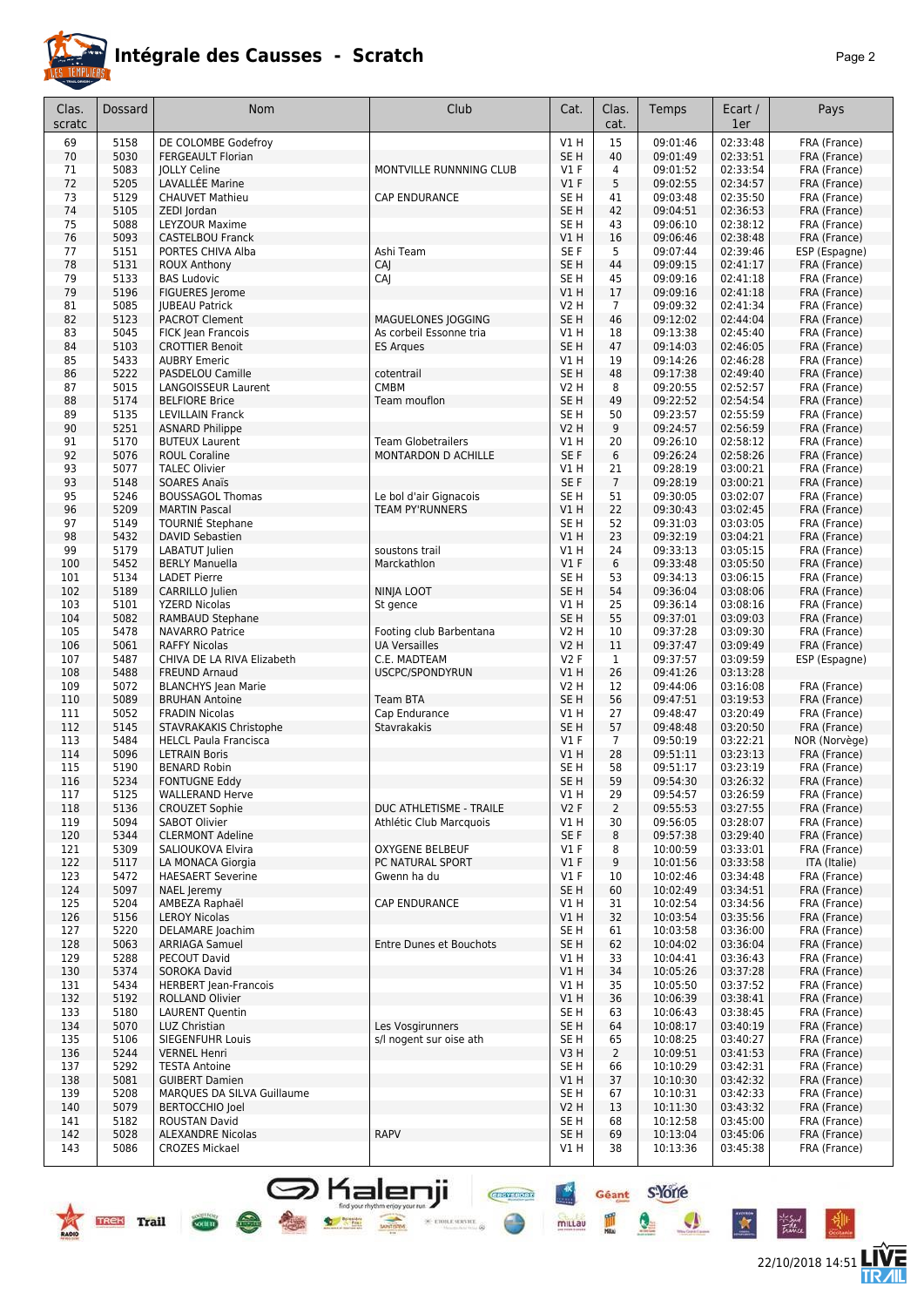# Intégrale des Causses - Scratch

| Clas. scratc | Dossard | Nom | Club | Cat. | Clas. cat. | Temps | Ecart / 1er | Pays |
|---|---|---|---|---|---|---|---|---|
| 69 | 5158 | DE COLOMBE Godefroy | | V1 H | 15 | 09:01:46 | 02:33:48 | FRA (France) |
| 70 | 5030 | FERGEAULT Florian | | SE H | 40 | 09:01:49 | 02:33:51 | FRA (France) |
| 71 | 5083 | JOLLY Celine | MONTVILLE RUNNNING CLUB | V1 F | 4 | 09:01:52 | 02:33:54 | FRA (France) |
| 72 | 5205 | LAVALLÉE Marine | | V1 F | 5 | 09:02:55 | 02:34:57 | FRA (France) |
| 73 | 5129 | CHAUVET Mathieu | CAP ENDURANCE | SE H | 41 | 09:03:48 | 02:35:50 | FRA (France) |
| 74 | 5105 | ZEDI Jordan | | SE H | 42 | 09:04:51 | 02:36:53 | FRA (France) |
| 75 | 5088 | LEYZOUR Maxime | | SE H | 43 | 09:06:10 | 02:38:12 | FRA (France) |
| 76 | 5093 | CASTELBOU Franck | | V1 H | 16 | 09:06:46 | 02:38:48 | FRA (France) |
| 77 | 5151 | PORTES CHIVA Alba | Ashi Team | SE F | 5 | 09:07:44 | 02:39:46 | ESP (Espagne) |
| 78 | 5131 | ROUX Anthony | CAJ | SE H | 44 | 09:09:15 | 02:41:17 | FRA (France) |
| 79 | 5133 | BAS Ludovic | CAJ | SE H | 45 | 09:09:16 | 02:41:18 | FRA (France) |
| 79 | 5196 | FIGUERES Jerome | | V1 H | 17 | 09:09:16 | 02:41:18 | FRA (France) |
| 81 | 5085 | JUBEAU Patrick | | V2 H | 7 | 09:09:32 | 02:41:34 | FRA (France) |
| 82 | 5123 | PACROT Clement | MAGUELONES JOGGING | SE H | 46 | 09:12:02 | 02:44:04 | FRA (France) |
| 83 | 5045 | FICK Jean Francois | As corbeil Essonne tria | V1 H | 18 | 09:13:38 | 02:45:40 | FRA (France) |
| 84 | 5103 | CROTTIER Benoit | ES Arques | SE H | 47 | 09:14:03 | 02:46:05 | FRA (France) |
| 85 | 5433 | AUBRY Emeric | | V1 H | 19 | 09:14:26 | 02:46:28 | FRA (France) |
| 86 | 5222 | PASDELOU Camille | cotentrail | SE H | 48 | 09:17:38 | 02:49:40 | FRA (France) |
| 87 | 5015 | LANGOISSEUR Laurent | CMBM | V2 H | 8 | 09:20:55 | 02:52:57 | FRA (France) |
| 88 | 5174 | BELFIORE Brice | Team mouflon | SE H | 49 | 09:22:52 | 02:54:54 | FRA (France) |
| 89 | 5135 | LEVILLAIN Franck | | SE H | 50 | 09:23:57 | 02:55:59 | FRA (France) |
| 90 | 5251 | ASNARD Philippe | | V2 H | 9 | 09:24:57 | 02:56:59 | FRA (France) |
| 91 | 5170 | BUTEUX Laurent | Team Globetrailers | V1 H | 20 | 09:26:10 | 02:58:12 | FRA (France) |
| 92 | 5076 | ROUL Coraline | MONTARDON D ACHILLE | SE F | 6 | 09:26:24 | 02:58:26 | FRA (France) |
| 93 | 5077 | TALEC Olivier | | V1 H | 21 | 09:28:19 | 03:00:21 | FRA (France) |
| 93 | 5148 | SOARES Anaïs | | SE F | 7 | 09:28:19 | 03:00:21 | FRA (France) |
| 95 | 5246 | BOUSSAGOL Thomas | Le bol d'air Gignacois | SE H | 51 | 09:30:05 | 03:02:07 | FRA (France) |
| 96 | 5209 | MARTIN Pascal | TEAM PY'RUNNERS | V1 H | 22 | 09:30:43 | 03:02:45 | FRA (France) |
| 97 | 5149 | TOURNIÉ Stephane | | SE H | 52 | 09:31:03 | 03:03:05 | FRA (France) |
| 98 | 5432 | DAVID Sebastien | | V1 H | 23 | 09:32:19 | 03:04:21 | FRA (France) |
| 99 | 5179 | LABATUT Julien | soustons trail | V1 H | 24 | 09:33:13 | 03:05:15 | FRA (France) |
| 100 | 5452 | BERLY Manuella | Marckathlon | V1 F | 6 | 09:33:48 | 03:05:50 | FRA (France) |
| 101 | 5134 | LADET Pierre | | SE H | 53 | 09:34:13 | 03:06:15 | FRA (France) |
| 102 | 5189 | CARRILLO Julien | NINJA LOOT | SE H | 54 | 09:36:04 | 03:08:06 | FRA (France) |
| 103 | 5101 | YZERD Nicolas | St gence | V1 H | 25 | 09:36:14 | 03:08:16 | FRA (France) |
| 104 | 5082 | RAMBAUD Stephane | | SE H | 55 | 09:37:01 | 03:09:03 | FRA (France) |
| 105 | 5478 | NAVARRO Patrice | Footing club Barbentana | V2 H | 10 | 09:37:28 | 03:09:30 | FRA (France) |
| 106 | 5061 | RAFFY Nicolas | UA Versailles | V2 H | 11 | 09:37:47 | 03:09:49 | FRA (France) |
| 107 | 5487 | CHIVA DE LA RIVA Elizabeth | C.E. MADTEAM | V2 F | 1 | 09:37:57 | 03:09:59 | ESP (Espagne) |
| 108 | 5488 | FREUND Arnaud | USCPC/SPONDYRUN | V1 H | 26 | 09:41:26 | 03:13:28 | |
| 109 | 5072 | BLANCHYS Jean Marie | | V2 H | 12 | 09:44:06 | 03:16:08 | FRA (France) |
| 110 | 5089 | BRUHAN Antoine | Team BTA | SE H | 56 | 09:47:51 | 03:19:53 | FRA (France) |
| 111 | 5052 | FRADIN Nicolas | Cap Endurance | V1 H | 27 | 09:48:47 | 03:20:49 | FRA (France) |
| 112 | 5145 | STAVRAKAKIS Christophe | Stavrakakis | SE H | 57 | 09:48:48 | 03:20:50 | FRA (France) |
| 113 | 5484 | HELCL Paula Francisca | | V1 F | 7 | 09:50:19 | 03:22:21 | NOR (Norvège) |
| 114 | 5096 | LETRAIN Boris | | V1 H | 28 | 09:51:11 | 03:23:13 | FRA (France) |
| 115 | 5190 | BENARD Robin | | SE H | 58 | 09:51:17 | 03:23:19 | FRA (France) |
| 116 | 5234 | FONTUGNE Eddy | | SE H | 59 | 09:54:30 | 03:26:32 | FRA (France) |
| 117 | 5125 | WALLERAND Herve | | V1 H | 29 | 09:54:57 | 03:26:59 | FRA (France) |
| 118 | 5136 | CROUZET Sophie | DUC ATHLETISME - TRAILE | V2 F | 2 | 09:55:53 | 03:27:55 | FRA (France) |
| 119 | 5094 | SABOT Olivier | Athlétic Club Marcquois | V1 H | 30 | 09:56:05 | 03:28:07 | FRA (France) |
| 120 | 5344 | CLERMONT Adeline | | SE F | 8 | 09:57:38 | 03:29:40 | FRA (France) |
| 121 | 5309 | SALIOUKOVA Elvira | OXYGENE BELBEUF | V1 F | 8 | 10:00:59 | 03:33:01 | FRA (France) |
| 122 | 5117 | LA MONACA Giorgia | PC NATURAL SPORT | V1 F | 9 | 10:01:56 | 03:33:58 | ITA (Italie) |
| 123 | 5472 | HAESAERT Severine | Gwenn ha du | V1 F | 10 | 10:02:46 | 03:34:48 | FRA (France) |
| 124 | 5097 | NAEL Jeremy | | SE H | 60 | 10:02:49 | 03:34:51 | FRA (France) |
| 125 | 5204 | AMBEZA Raphaël | CAP ENDURANCE | V1 H | 31 | 10:02:54 | 03:34:56 | FRA (France) |
| 126 | 5156 | LEROY Nicolas | | V1 H | 32 | 10:03:54 | 03:35:56 | FRA (France) |
| 127 | 5220 | DELAMARE Joachim | | SE H | 61 | 10:03:58 | 03:36:00 | FRA (France) |
| 128 | 5063 | ARRIAGA Samuel | Entre Dunes et Bouchots | SE H | 62 | 10:04:02 | 03:36:04 | FRA (France) |
| 129 | 5288 | PECOUT David | | V1 H | 33 | 10:04:41 | 03:36:43 | FRA (France) |
| 130 | 5374 | SOROKA David | | V1 H | 34 | 10:05:26 | 03:37:28 | FRA (France) |
| 131 | 5434 | HERBERT Jean-Francois | | V1 H | 35 | 10:05:50 | 03:37:52 | FRA (France) |
| 132 | 5192 | ROLLAND Olivier | | V1 H | 36 | 10:06:39 | 03:38:41 | FRA (France) |
| 133 | 5180 | LAURENT Quentin | | SE H | 63 | 10:06:43 | 03:38:45 | FRA (France) |
| 134 | 5070 | LUZ Christian | Les Vosgirunners | SE H | 64 | 10:08:17 | 03:40:19 | FRA (France) |
| 135 | 5106 | SIEGENFUHR Louis | s/l nogent sur oise ath | SE H | 65 | 10:08:25 | 03:40:27 | FRA (France) |
| 136 | 5244 | VERNEL Henri | | V3 H | 2 | 10:09:51 | 03:41:53 | FRA (France) |
| 137 | 5292 | TESTA Antoine | | SE H | 66 | 10:10:29 | 03:42:31 | FRA (France) |
| 138 | 5081 | GUIBERT Damien | | V1 H | 37 | 10:10:30 | 03:42:32 | FRA (France) |
| 139 | 5208 | MARQUES DA SILVA Guillaume | | SE H | 67 | 10:10:31 | 03:42:33 | FRA (France) |
| 140 | 5079 | BERTOCCHIO Joel | | V2 H | 13 | 10:11:30 | 03:43:32 | FRA (France) |
| 141 | 5182 | ROUSTAN David | | SE H | 68 | 10:12:58 | 03:45:00 | FRA (France) |
| 142 | 5028 | ALEXANDRE Nicolas | RAPV | SE H | 69 | 10:13:04 | 03:45:06 | FRA (France) |
| 143 | 5086 | CROZES Mickael | | V1 H | 38 | 10:13:36 | 03:45:38 | FRA (France) |

22/10/2018 14:51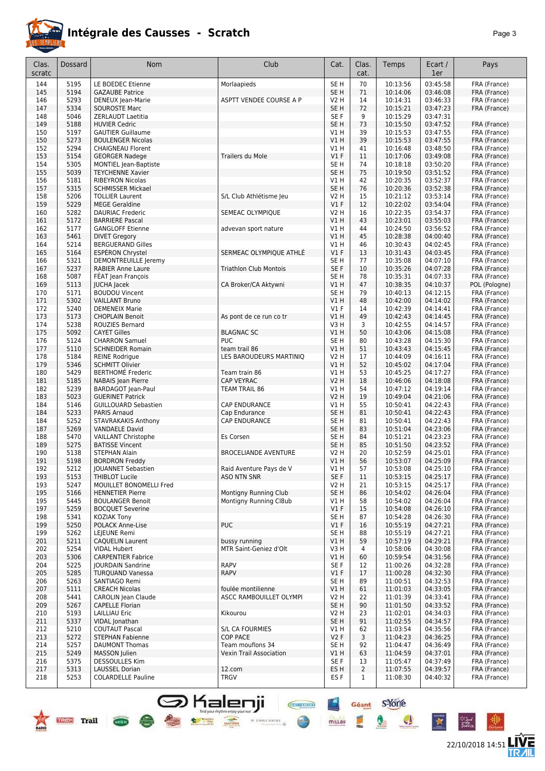# Intégrale des Causses - Scratch

| Clas. scratc | Dossard | Nom | Club | Cat. | Clas. cat. | Temps | Ecart / 1er | Pays |
|---|---|---|---|---|---|---|---|---|
| 144 | 5195 | LE BOEDEC Etienne | Morlaapieds | SE H | 70 | 10:13:56 | 03:45:58 | FRA (France) |
| 145 | 5194 | GAZAUBE Patrice | | SE H | 71 | 10:14:06 | 03:46:08 | FRA (France) |
| 146 | 5293 | DENEUX Jean-Marie | ASPTT VENDEE COURSE A P | V2 H | 14 | 10:14:31 | 03:46:33 | FRA (France) |
| 147 | 5334 | SOUROSTE Marc | | SE H | 72 | 10:15:21 | 03:47:23 | FRA (France) |
| 148 | 5046 | ZERLAUDT Laetitia | | SE F | 9 | 10:15:29 | 03:47:31 | |
| 149 | 5188 | HUVIER Cedric | | SE H | 73 | 10:15:50 | 03:47:52 | FRA (France) |
| 150 | 5197 | GAUTIER Guillaume | | V1 H | 39 | 10:15:53 | 03:47:55 | FRA (France) |
| 150 | 5273 | BOULENGER Nicolas | | V1 H | 39 | 10:15:53 | 03:47:55 | FRA (France) |
| 152 | 5294 | CHAIGNEAU Florent | | V1 H | 41 | 10:16:48 | 03:48:50 | FRA (France) |
| 153 | 5154 | GEORGER Nadege | Trailers du Mole | V1 F | 11 | 10:17:06 | 03:49:08 | FRA (France) |
| 154 | 5305 | MONTIEL Jean-Baptiste | | SE H | 74 | 10:18:18 | 03:50:20 | FRA (France) |
| 155 | 5039 | TEYCHENNE Xavier | | SE H | 75 | 10:19:50 | 03:51:52 | FRA (France) |
| 156 | 5181 | RIBEYRON Nicolas | | V1 H | 42 | 10:20:35 | 03:52:37 | FRA (France) |
| 157 | 5315 | SCHMISSER Mickael | | SE H | 76 | 10:20:36 | 03:52:38 | FRA (France) |
| 158 | 5206 | TOLLIER Laurent | S/L Club Athlétisme Jeu | V2 H | 15 | 10:21:12 | 03:53:14 | FRA (France) |
| 159 | 5229 | MEGE Geraldine | | V1 F | 12 | 10:22:02 | 03:54:04 | FRA (France) |
| 160 | 5282 | DAURIAC Frederic | SEMEAC OLYMPIQUE | V2 H | 16 | 10:22:35 | 03:54:37 | FRA (France) |
| 161 | 5172 | BARRIERE Pascal | | V1 H | 43 | 10:23:01 | 03:55:03 | FRA (France) |
| 162 | 5177 | GANGLOFF Etienne | advevan sport nature | V1 H | 44 | 10:24:50 | 03:56:52 | FRA (France) |
| 163 | 5461 | DIVET Gregory | | V1 H | 45 | 10:28:38 | 04:00:40 | FRA (France) |
| 164 | 5214 | BERGUERAND Gilles | | V1 H | 46 | 10:30:43 | 04:02:45 | FRA (France) |
| 165 | 5164 | ESPÉRON Chrystel | SERMEAC OLYMPIQUE ATHLÉ | V1 F | 13 | 10:31:43 | 04:03:45 | FRA (France) |
| 166 | 5321 | DEMONTREUILLE Jeremy | | SE H | 77 | 10:35:08 | 04:07:10 | FRA (France) |
| 167 | 5237 | RABIER Anne Laure | Triathlon Club Montois | SE F | 10 | 10:35:26 | 04:07:28 | FRA (France) |
| 168 | 5087 | FÉAT Jean François | | SE H | 78 | 10:35:31 | 04:07:33 | FRA (France) |
| 169 | 5113 | JUCHA Jacek | CA Broker/CA Aktywni | V1 H | 47 | 10:38:35 | 04:10:37 | POL (Pologne) |
| 170 | 5171 | BOUDOU Vincent | | SE H | 79 | 10:40:13 | 04:12:15 | FRA (France) |
| 171 | 5302 | VAILLANT Bruno | | V1 H | 48 | 10:42:00 | 04:14:02 | FRA (France) |
| 172 | 5240 | DEMENEIX Marie | | V1 F | 14 | 10:42:39 | 04:14:41 | FRA (France) |
| 173 | 5173 | CHOPLAIN Benoit | As pont de ce run co tr | V1 H | 49 | 10:42:43 | 04:14:45 | FRA (France) |
| 174 | 5238 | ROUZIES Bernard | | V3 H | 3 | 10:42:55 | 04:14:57 | FRA (France) |
| 175 | 5092 | CAYET Gilles | BLAGNAC SC | V1 H | 50 | 10:43:06 | 04:15:08 | FRA (France) |
| 176 | 5124 | CHARRON Samuel | PUC | SE H | 80 | 10:43:28 | 04:15:30 | FRA (France) |
| 177 | 5110 | SCHNEIDER Romain | team trail 86 | V1 H | 51 | 10:43:43 | 04:15:45 | FRA (France) |
| 178 | 5184 | REINE Rodrigue | LES BAROUDEURS MARTINIQ | V2 H | 17 | 10:44:09 | 04:16:11 | FRA (France) |
| 179 | 5346 | SCHMITT Olivier | | V1 H | 52 | 10:45:02 | 04:17:04 | FRA (France) |
| 180 | 5429 | BERTHOMÉ Frederic | Team train 86 | V1 H | 53 | 10:45:25 | 04:17:27 | FRA (France) |
| 181 | 5185 | NABAIS Jean Pierre | CAP VEYRAC | V2 H | 18 | 10:46:06 | 04:18:08 | FRA (France) |
| 182 | 5239 | BARDAGOT Jean-Paul | TEAM TRAIL 86 | V1 H | 54 | 10:47:12 | 04:19:14 | FRA (France) |
| 183 | 5023 | GUERINET Patrick | | V2 H | 19 | 10:49:04 | 04:21:06 | FRA (France) |
| 184 | 5146 | GUILLOUARD Sebastien | CAP ENDURANCE | V1 H | 55 | 10:50:41 | 04:22:43 | FRA (France) |
| 184 | 5233 | PARIS Arnaud | Cap Endurance | SE H | 81 | 10:50:41 | 04:22:43 | FRA (France) |
| 184 | 5252 | STAVRAKAKIS Anthony | CAP ENDURANCE | SE H | 81 | 10:50:41 | 04:22:43 | FRA (France) |
| 187 | 5269 | VANDAELE David | | SE H | 83 | 10:51:04 | 04:23:06 | FRA (France) |
| 188 | 5470 | VAILLANT Christophe | Es Corsen | SE H | 84 | 10:51:21 | 04:23:23 | FRA (France) |
| 189 | 5275 | BATISSE Vincent | | SE H | 85 | 10:51:50 | 04:23:52 | FRA (France) |
| 190 | 5138 | STEPHAN Alain | BROCELIANDE AVENTURE | V2 H | 20 | 10:52:59 | 04:25:01 | FRA (France) |
| 191 | 5198 | BORDRON Freddy | | V1 H | 56 | 10:53:07 | 04:25:09 | FRA (France) |
| 192 | 5212 | JOUANNET Sebastien | Raid Aventure Pays de V | V1 H | 57 | 10:53:08 | 04:25:10 | FRA (France) |
| 193 | 5153 | THIBLOT Lucile | ASO NTN SNR | SE F | 11 | 10:53:15 | 04:25:17 | FRA (France) |
| 193 | 5247 | MOUILLET BONOMELLI Fred | | V2 H | 21 | 10:53:15 | 04:25:17 | FRA (France) |
| 195 | 5166 | HENNETIER Pierre | Montigny Running Club | SE H | 86 | 10:54:02 | 04:26:04 | FRA (France) |
| 195 | 5445 | BOULANGER Benoit | Montigny Running Cl8ub | V1 H | 58 | 10:54:02 | 04:26:04 | FRA (France) |
| 197 | 5259 | BOCQUET Severine | | V1 F | 15 | 10:54:08 | 04:26:10 | FRA (France) |
| 198 | 5341 | KOZIAK Tony | | SE H | 87 | 10:54:28 | 04:26:30 | FRA (France) |
| 199 | 5250 | POLACK Anne-Lise | PUC | V1 F | 16 | 10:55:19 | 04:27:21 | FRA (France) |
| 199 | 5262 | LEJEUNE Remi | | SE H | 88 | 10:55:19 | 04:27:21 | FRA (France) |
| 201 | 5211 | CAQUELIN Laurent | bussy running | V1 H | 59 | 10:57:19 | 04:29:21 | FRA (France) |
| 202 | 5254 | VIDAL Hubert | MTR Saint-Geniez d'Olt | V3 H | 4 | 10:58:06 | 04:30:08 | FRA (France) |
| 203 | 5306 | CARPENTIER Fabrice | | V1 H | 60 | 10:59:54 | 04:31:56 | FRA (France) |
| 204 | 5225 | JOURDAIN Sandrine | RAPV | SE F | 12 | 11:00:26 | 04:32:28 | FRA (France) |
| 205 | 5285 | TURQUAND Vanessa | RAPV | V1 F | 17 | 11:00:28 | 04:32:30 | FRA (France) |
| 206 | 5263 | SANTIAGO Remi | | SE H | 89 | 11:00:51 | 04:32:53 | FRA (France) |
| 207 | 5111 | CREACH Nicolas | foulée montilienne | V1 H | 61 | 11:01:03 | 04:33:05 | FRA (France) |
| 208 | 5441 | CAROLIN Jean Claude | ASCC RAMBOUILLET OLYMPI | V2 H | 22 | 11:01:39 | 04:33:41 | FRA (France) |
| 209 | 5267 | CAPELLE Florian | | SE H | 90 | 11:01:50 | 04:33:52 | FRA (France) |
| 210 | 5193 | LAILLIAU Eric | Kikourou | V2 H | 23 | 11:02:01 | 04:34:03 | FRA (France) |
| 211 | 5337 | VIDAL Jonathan | | SE H | 91 | 11:02:55 | 04:34:57 | FRA (France) |
| 212 | 5210 | COUTAUT Pascal | S/L CA FOURMIES | V1 H | 62 | 11:03:54 | 04:35:56 | FRA (France) |
| 213 | 5272 | STEPHAN Fabienne | COP PACE | V2 F | 3 | 11:04:23 | 04:36:25 | FRA (France) |
| 214 | 5257 | DAUMONT Thomas | Team mouflons 34 | SE H | 92 | 11:04:47 | 04:36:49 | FRA (France) |
| 215 | 5249 | MASSON Julien | Vexin Trail Association | V1 H | 63 | 11:04:59 | 04:37:01 | FRA (France) |
| 216 | 5375 | DESSOULLES Kim | | SE F | 13 | 11:05:47 | 04:37:49 | FRA (France) |
| 217 | 5313 | LAUSSEL Dorian | 12.com | ES H | 2 | 11:07:55 | 04:39:57 | FRA (France) |
| 218 | 5253 | COLARDELLE Pauline | TRGV | ES F | 1 | 11:08:30 | 04:40:32 | FRA (France) |

22/10/2018 14:51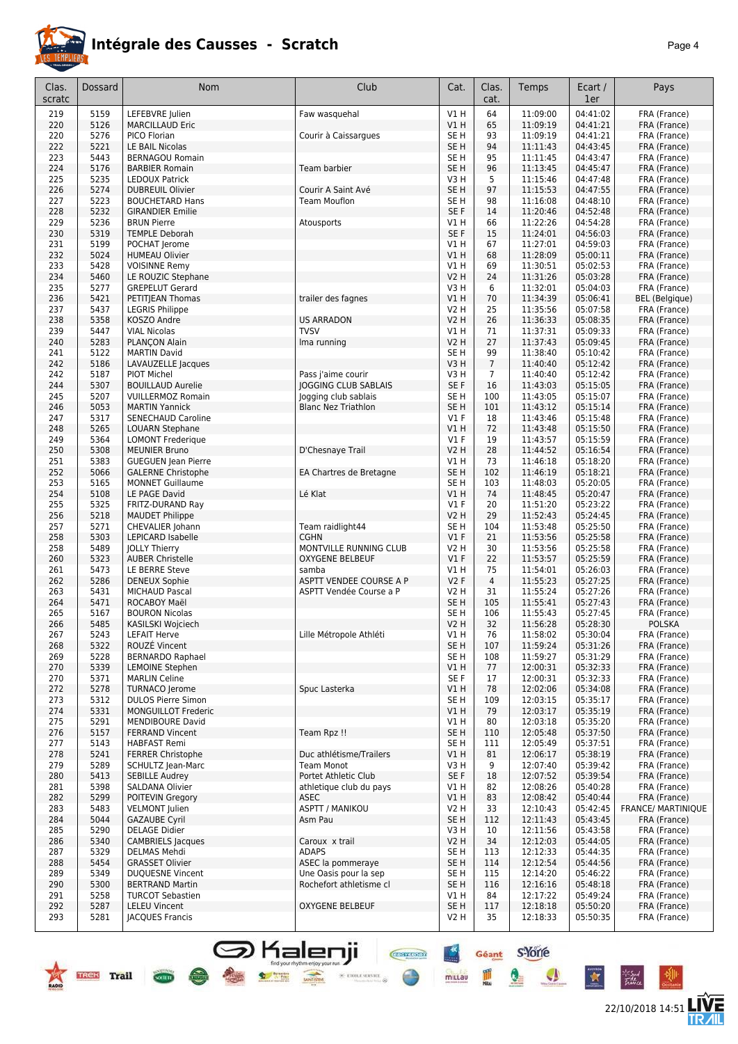# Intégrale des Causses - Scratch

| Clas. scratc | Dossard | Nom | Club | Cat. | Clas. cat. | Temps | Ecart / 1er | Pays |
|---|---|---|---|---|---|---|---|---|
| 219 | 5159 | LEFEBVRE Julien | Faw wasquehal | V1 H | 64 | 11:09:00 | 04:41:02 | FRA (France) |
| 220 | 5126 | MARCILLAUD Eric | | V1 H | 65 | 11:09:19 | 04:41:21 | FRA (France) |
| 220 | 5276 | PICO Florian | Courir à Caissargues | SE H | 93 | 11:09:19 | 04:41:21 | FRA (France) |
| 222 | 5221 | LE BAIL Nicolas | | SE H | 94 | 11:11:43 | 04:43:45 | FRA (France) |
| 223 | 5443 | BERNAGOU Romain | | SE H | 95 | 11:11:45 | 04:43:47 | FRA (France) |
| 224 | 5176 | BARBIER Romain | Team barbier | SE H | 96 | 11:13:45 | 04:45:47 | FRA (France) |
| 225 | 5235 | LEDOUX Patrick | | V3 H | 5 | 11:15:46 | 04:47:48 | FRA (France) |
| 226 | 5274 | DUBREUIL Olivier | Courir A Saint Avé | SE H | 97 | 11:15:53 | 04:47:55 | FRA (France) |
| 227 | 5223 | BOUCHETARD Hans | Team Mouflon | SE H | 98 | 11:16:08 | 04:48:10 | FRA (France) |
| 228 | 5232 | GIRANDIER Emilie | | SE F | 14 | 11:20:46 | 04:52:48 | FRA (France) |
| 229 | 5236 | BRUN Pierre | Atousports | V1 H | 66 | 11:22:26 | 04:54:28 | FRA (France) |
| 230 | 5319 | TEMPLE Deborah | | SE F | 15 | 11:24:01 | 04:56:03 | FRA (France) |
| 231 | 5199 | POCHAT Jerome | | V1 H | 67 | 11:27:01 | 04:59:03 | FRA (France) |
| 232 | 5024 | HUMEAU Olivier | | V1 H | 68 | 11:28:09 | 05:00:11 | FRA (France) |
| 233 | 5428 | VOISINNE Remy | | V1 H | 69 | 11:30:51 | 05:02:53 | FRA (France) |
| 234 | 5460 | LE ROUZIC Stephane | | V2 H | 24 | 11:31:26 | 05:03:28 | FRA (France) |
| 235 | 5277 | GREPELUT Gerard | | V3 H | 6 | 11:32:01 | 05:04:03 | FRA (France) |
| 236 | 5421 | PETITJEAN Thomas | trailer des fagnes | V1 H | 70 | 11:34:39 | 05:06:41 | BEL (Belgique) |
| 237 | 5437 | LEGRIS Philippe | | V2 H | 25 | 11:35:56 | 05:07:58 | FRA (France) |
| 238 | 5358 | KOSZO Andre | US ARRADON | V2 H | 26 | 11:36:33 | 05:08:35 | FRA (France) |
| 239 | 5447 | VIAL Nicolas | TVSV | V1 H | 71 | 11:37:31 | 05:09:33 | FRA (France) |
| 240 | 5283 | PLANÇON Alain | Ima running | V2 H | 27 | 11:37:43 | 05:09:45 | FRA (France) |
| 241 | 5122 | MARTIN David | | SE H | 99 | 11:38:40 | 05:10:42 | FRA (France) |
| 242 | 5186 | LAVAUZELLE Jacques | | V3 H | 7 | 11:40:40 | 05:12:42 | FRA (France) |
| 242 | 5187 | PIOT Michel | Pass j'aime courir | V3 H | 7 | 11:40:40 | 05:12:42 | FRA (France) |
| 244 | 5307 | BOUILLAUD Aurelie | JOGGING CLUB SABLAIS | SE F | 16 | 11:43:03 | 05:15:05 | FRA (France) |
| 245 | 5207 | VUILLERMOZ Romain | Jogging club sablais | SE H | 100 | 11:43:05 | 05:15:07 | FRA (France) |
| 246 | 5053 | MARTIN Yannick | Blanc Nez Triathlon | SE H | 101 | 11:43:12 | 05:15:14 | FRA (France) |
| 247 | 5317 | SENECHAUD Caroline | | V1 F | 18 | 11:43:46 | 05:15:48 | FRA (France) |
| 248 | 5265 | LOUARN Stephane | | V1 H | 72 | 11:43:48 | 05:15:50 | FRA (France) |
| 249 | 5364 | LOMONT Frederique | | V1 F | 19 | 11:43:57 | 05:15:59 | FRA (France) |
| 250 | 5308 | MEUNIER Bruno | D'Chesnaye Trail | V2 H | 28 | 11:44:52 | 05:16:54 | FRA (France) |
| 251 | 5383 | GUEGUEN Jean Pierre | | V1 H | 73 | 11:46:18 | 05:18:20 | FRA (France) |
| 252 | 5066 | GALERNE Christophe | EA Chartres de Bretagne | SE H | 102 | 11:46:19 | 05:18:21 | FRA (France) |
| 253 | 5165 | MONNET Guillaume | | SE H | 103 | 11:48:03 | 05:20:05 | FRA (France) |
| 254 | 5108 | LE PAGE David | Lé Klat | V1 H | 74 | 11:48:45 | 05:20:47 | FRA (France) |
| 255 | 5325 | FRITZ-DURAND Ray | | V1 F | 20 | 11:51:20 | 05:23:22 | FRA (France) |
| 256 | 5218 | MAUDET Philippe | | V2 H | 29 | 11:52:43 | 05:24:45 | FRA (France) |
| 257 | 5271 | CHEVALIER Johann | Team raidlight44 | SE H | 104 | 11:53:48 | 05:25:50 | FRA (France) |
| 258 | 5303 | LEPICARD Isabelle | CGHN | V1 F | 21 | 11:53:56 | 05:25:58 | FRA (France) |
| 258 | 5489 | JOLLY Thierry | MONTVILLE RUNNING CLUB | V2 H | 30 | 11:53:56 | 05:25:58 | FRA (France) |
| 260 | 5323 | AUBER Christelle | OXYGENE BELBEUF | V1 F | 22 | 11:53:57 | 05:25:59 | FRA (France) |
| 261 | 5473 | LE BERRE Steve | samba | V1 H | 75 | 11:54:01 | 05:26:03 | FRA (France) |
| 262 | 5286 | DENEUX Sophie | ASPTT VENDEE COURSE A P | V2 F | 4 | 11:55:23 | 05:27:25 | FRA (France) |
| 263 | 5431 | MICHAUD Pascal | ASPTT Vendée Course a P | V2 H | 31 | 11:55:24 | 05:27:26 | FRA (France) |
| 264 | 5471 | ROCABOY Maël | | SE H | 105 | 11:55:41 | 05:27:43 | FRA (France) |
| 265 | 5167 | BOURON Nicolas | | SE H | 106 | 11:55:43 | 05:27:45 | FRA (France) |
| 266 | 5485 | KASILSKI Wojciech | | V2 H | 32 | 11:56:28 | 05:28:30 | POLSKA |
| 267 | 5243 | LEFAIT Herve | Lille Métropole Athléti | V1 H | 76 | 11:58:02 | 05:30:04 | FRA (France) |
| 268 | 5322 | ROUZÉ Vincent | | SE H | 107 | 11:59:24 | 05:31:26 | FRA (France) |
| 269 | 5228 | BERNARDO Raphael | | SE H | 108 | 11:59:27 | 05:31:29 | FRA (France) |
| 270 | 5339 | LEMOINE Stephen | | V1 H | 77 | 12:00:31 | 05:32:33 | FRA (France) |
| 270 | 5371 | MARLIN Celine | | SE F | 17 | 12:00:31 | 05:32:33 | FRA (France) |
| 272 | 5278 | TURNACO Jerome | Spuc Lasterka | V1 H | 78 | 12:02:06 | 05:34:08 | FRA (France) |
| 273 | 5312 | DULOS Pierre Simon | | SE H | 109 | 12:03:15 | 05:35:17 | FRA (France) |
| 274 | 5331 | MONGUILLOT Frederic | | V1 H | 79 | 12:03:17 | 05:35:19 | FRA (France) |
| 275 | 5291 | MENDIBOURE David | | V1 H | 80 | 12:03:18 | 05:35:20 | FRA (France) |
| 276 | 5157 | FERRAND Vincent | Team Rpz !! | SE H | 110 | 12:05:48 | 05:37:50 | FRA (France) |
| 277 | 5143 | HABFAST Remi | | SE H | 111 | 12:05:49 | 05:37:51 | FRA (France) |
| 278 | 5241 | FERRER Christophe | Duc athlétisme/Trailers | V1 H | 81 | 12:06:17 | 05:38:19 | FRA (France) |
| 279 | 5289 | SCHULTZ Jean-Marc | Team Monot | V3 H | 9 | 12:07:40 | 05:39:42 | FRA (France) |
| 280 | 5413 | SEBILLE Audrey | Portet Athletic Club | SE F | 18 | 12:07:52 | 05:39:54 | FRA (France) |
| 281 | 5398 | SALDANA Olivier | athletique club du pays | V1 H | 82 | 12:08:26 | 05:40:28 | FRA (France) |
| 282 | 5299 | POITEVIN Gregory | ASEC | V1 H | 83 | 12:08:42 | 05:40:44 | FRA (France) |
| 283 | 5483 | VELMONT Julien | ASPTT / MANIKOU | V2 H | 33 | 12:10:43 | 05:42:45 | FRANCE/ MARTINIQUE |
| 284 | 5044 | GAZAUBE Cyril | Asm Pau | SE H | 112 | 12:11:43 | 05:43:45 | FRA (France) |
| 285 | 5290 | DELAGE Didier | | V3 H | 10 | 12:11:56 | 05:43:58 | FRA (France) |
| 286 | 5340 | CAMBRIELS Jacques | Caroux x trail | V2 H | 34 | 12:12:03 | 05:44:05 | FRA (France) |
| 287 | 5329 | DELMAS Mehdi | ADAPS | SE H | 113 | 12:12:33 | 05:44:35 | FRA (France) |
| 288 | 5454 | GRASSET Olivier | ASEC la pommeraye | SE H | 114 | 12:12:54 | 05:44:56 | FRA (France) |
| 289 | 5349 | DUQUESNE Vincent | Une Oasis pour la sep | SE H | 115 | 12:14:20 | 05:46:22 | FRA (France) |
| 290 | 5300 | BERTRAND Martin | Rochefort athletisme cl | SE H | 116 | 12:16:16 | 05:48:18 | FRA (France) |
| 291 | 5258 | TURCOT Sebastien | | V1 H | 84 | 12:17:22 | 05:49:24 | FRA (France) |
| 292 | 5287 | LELEU Vincent | OXYGENE BELBEUF | SE H | 117 | 12:18:18 | 05:50:20 | FRA (France) |
| 293 | 5281 | JACQUES Francis | | V2 H | 35 | 12:18:33 | 05:50:35 | FRA (France) |

22/10/2018 14:51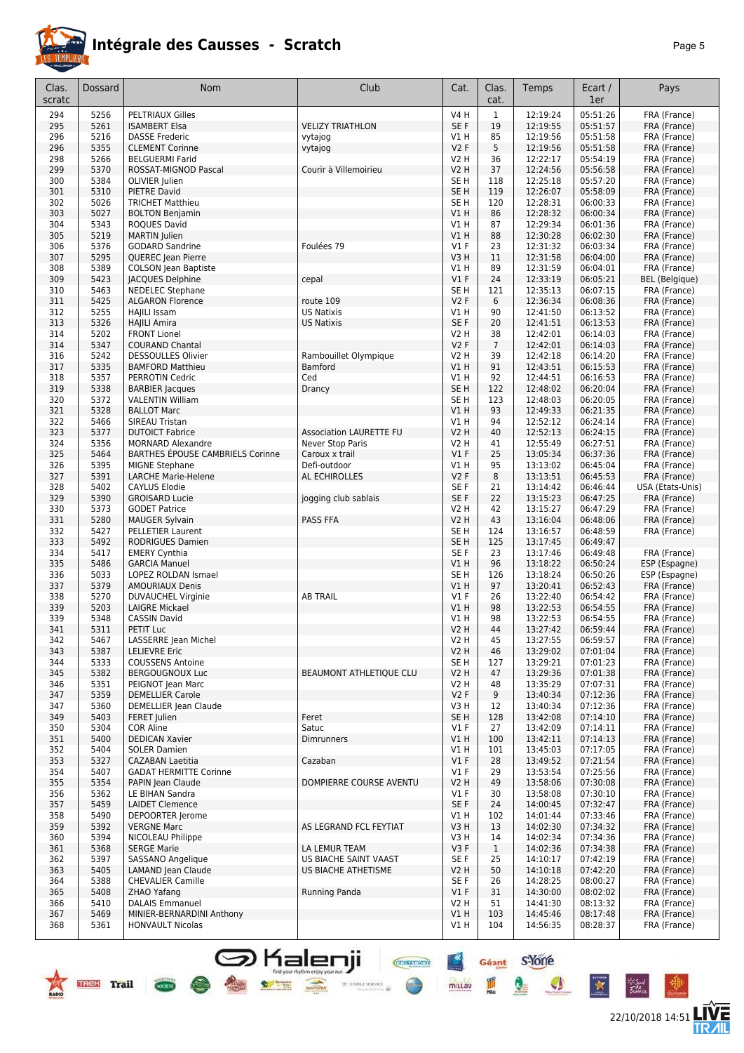# Intégrale des Causses - Scratch

| Clas. scratc | Dossard | Nom | Club | Cat. | Clas. cat. | Temps | Ecart / 1er | Pays |
|---|---|---|---|---|---|---|---|---|
| 294 | 5256 | PELTRIAUX Gilles | | V4 H | 1 | 12:19:24 | 05:51:26 | FRA (France) |
| 295 | 5261 | ISAMBERT Elsa | VELIZY TRIATHLON | SE F | 19 | 12:19:55 | 05:51:57 | FRA (France) |
| 296 | 5216 | DASSE Frederic | vytajog | V1 H | 85 | 12:19:56 | 05:51:58 | FRA (France) |
| 296 | 5355 | CLEMENT Corinne | vytajog | V2 F | 5 | 12:19:56 | 05:51:58 | FRA (France) |
| 298 | 5266 | BELGUERMI Farid | | V2 H | 36 | 12:22:17 | 05:54:19 | FRA (France) |
| 299 | 5370 | ROSSAT-MIGNOD Pascal | Courir à Villemoirieu | V2 H | 37 | 12:24:56 | 05:56:58 | FRA (France) |
| 300 | 5384 | OLIVIER Julien | | SE H | 118 | 12:25:18 | 05:57:20 | FRA (France) |
| 301 | 5310 | PIETRE David | | SE H | 119 | 12:26:07 | 05:58:09 | FRA (France) |
| 302 | 5026 | TRICHET Matthieu | | SE H | 120 | 12:28:31 | 06:00:33 | FRA (France) |
| 303 | 5027 | BOLTON Benjamin | | V1 H | 86 | 12:28:32 | 06:00:34 | FRA (France) |
| 304 | 5343 | ROQUES David | | V1 H | 87 | 12:29:34 | 06:01:36 | FRA (France) |
| 305 | 5219 | MARTIN Julien | | V1 H | 88 | 12:30:28 | 06:02:30 | FRA (France) |
| 306 | 5376 | GODARD Sandrine | Foulées 79 | V1 F | 23 | 12:31:32 | 06:03:34 | FRA (France) |
| 307 | 5295 | QUEREC Jean Pierre | | V3 H | 11 | 12:31:58 | 06:04:00 | FRA (France) |
| 308 | 5389 | COLSON Jean Baptiste | | V1 H | 89 | 12:31:59 | 06:04:01 | FRA (France) |
| 309 | 5423 | JACQUES Delphine | cepal | V1 F | 24 | 12:33:19 | 06:05:21 | BEL (Belgique) |
| 310 | 5463 | NEDELEC Stephane | | SE H | 121 | 12:35:13 | 06:07:15 | FRA (France) |
| 311 | 5425 | ALGARON Florence | route 109 | V2 F | 6 | 12:36:34 | 06:08:36 | FRA (France) |
| 312 | 5255 | HAJILI Issam | US Natixis | V1 H | 90 | 12:41:50 | 06:13:52 | FRA (France) |
| 313 | 5326 | HAJILI Amira | US Natixis | SE F | 20 | 12:41:51 | 06:13:53 | FRA (France) |
| 314 | 5202 | FRONT Lionel | | V2 H | 38 | 12:42:01 | 06:14:03 | FRA (France) |
| 314 | 5347 | COURAND Chantal | | V2 F | 7 | 12:42:01 | 06:14:03 | FRA (France) |
| 316 | 5242 | DESSOULLES Olivier | Rambouillet Olympique | V2 H | 39 | 12:42:18 | 06:14:20 | FRA (France) |
| 317 | 5335 | BAMFORD Matthieu | Bamford | V1 H | 91 | 12:43:51 | 06:15:53 | FRA (France) |
| 318 | 5357 | PERROTIN Cedric | Ced | V1 H | 92 | 12:44:51 | 06:16:53 | FRA (France) |
| 319 | 5338 | BARBIER Jacques | Drancy | SE H | 122 | 12:48:02 | 06:20:04 | FRA (France) |
| 320 | 5372 | VALENTIN William | | SE H | 123 | 12:48:03 | 06:20:05 | FRA (France) |
| 321 | 5328 | BALLOT Marc | | V1 H | 93 | 12:49:33 | 06:21:35 | FRA (France) |
| 322 | 5466 | SIREAU Tristan | | V1 H | 94 | 12:52:12 | 06:24:14 | FRA (France) |
| 323 | 5377 | DUTOICT Fabrice | Association LAURETTE FU | V2 H | 40 | 12:52:13 | 06:24:15 | FRA (France) |
| 324 | 5356 | MORNARD Alexandre | Never Stop Paris | V2 H | 41 | 12:55:49 | 06:27:51 | FRA (France) |
| 325 | 5464 | BARTHES ÉPOUSE CAMBRIELS Corinne | Caroux x trail | V1 F | 25 | 13:05:34 | 06:37:36 | FRA (France) |
| 326 | 5395 | MIGNE Stephane | Defi-outdoor | V1 H | 95 | 13:13:02 | 06:45:04 | FRA (France) |
| 327 | 5391 | LARCHE Marie-Helene | AL ECHIROLLES | V2 F | 8 | 13:13:51 | 06:45:53 | FRA (France) |
| 328 | 5402 | CAYLUS Elodie | | SE F | 21 | 13:14:42 | 06:46:44 | USA (Etats-Unis) |
| 329 | 5390 | GROISARD Lucie | jogging club sablais | SE F | 22 | 13:15:23 | 06:47:25 | FRA (France) |
| 330 | 5373 | GODET Patrice | | V2 H | 42 | 13:15:27 | 06:47:29 | FRA (France) |
| 331 | 5280 | MAUGER Sylvain | PASS FFA | V2 H | 43 | 13:16:04 | 06:48:06 | FRA (France) |
| 332 | 5427 | PELLETIER Laurent | | SE H | 124 | 13:16:57 | 06:48:59 | FRA (France) |
| 333 | 5492 | RODRIGUES Damien | | SE H | 125 | 13:17:45 | 06:49:47 | |
| 334 | 5417 | EMERY Cynthia | | SE F | 23 | 13:17:46 | 06:49:48 | FRA (France) |
| 335 | 5486 | GARCIA Manuel | | V1 H | 96 | 13:18:22 | 06:50:24 | ESP (Espagne) |
| 336 | 5033 | LOPEZ ROLDAN Ismael | | SE H | 126 | 13:18:24 | 06:50:26 | ESP (Espagne) |
| 337 | 5379 | AMOURIAUX Denis | | V1 H | 97 | 13:20:41 | 06:52:43 | FRA (France) |
| 338 | 5270 | DUVAUCHEL Virginie | AB TRAIL | V1 F | 26 | 13:22:40 | 06:54:42 | FRA (France) |
| 339 | 5203 | LAIGRE Mickael | | V1 H | 98 | 13:22:53 | 06:54:55 | FRA (France) |
| 339 | 5348 | CASSIN David | | V1 H | 98 | 13:22:53 | 06:54:55 | FRA (France) |
| 341 | 5311 | PETIT Luc | | V2 H | 44 | 13:27:42 | 06:59:44 | FRA (France) |
| 342 | 5467 | LASSERRE Jean Michel | | V2 H | 45 | 13:27:55 | 06:59:57 | FRA (France) |
| 343 | 5387 | LELIEVRE Eric | | V2 H | 46 | 13:29:02 | 07:01:04 | FRA (France) |
| 344 | 5333 | COUSSENS Antoine | | SE H | 127 | 13:29:21 | 07:01:23 | FRA (France) |
| 345 | 5382 | BERGOUGNOUX Luc | BEAUMONT ATHLETIQUE CLU | V2 H | 47 | 13:29:36 | 07:01:38 | FRA (France) |
| 346 | 5351 | PEIGNOT Jean Marc | | V2 H | 48 | 13:35:29 | 07:07:31 | FRA (France) |
| 347 | 5359 | DEMELLIER Carole | | V2 F | 9 | 13:40:34 | 07:12:36 | FRA (France) |
| 347 | 5360 | DEMELLIER Jean Claude | | V3 H | 12 | 13:40:34 | 07:12:36 | FRA (France) |
| 349 | 5403 | FERET Julien | Feret | SE H | 128 | 13:42:08 | 07:14:10 | FRA (France) |
| 350 | 5304 | COR Aline | Satuc | V1 F | 27 | 13:42:09 | 07:14:11 | FRA (France) |
| 351 | 5400 | DEDICAN Xavier | Dimrunners | V1 H | 100 | 13:42:11 | 07:14:13 | FRA (France) |
| 352 | 5404 | SOLER Damien | | V1 H | 101 | 13:45:03 | 07:17:05 | FRA (France) |
| 353 | 5327 | CAZABAN Laetitia | Cazaban | V1 F | 28 | 13:49:52 | 07:21:54 | FRA (France) |
| 354 | 5407 | GADAT HERMITTE Corinne | | V1 F | 29 | 13:53:54 | 07:25:56 | FRA (France) |
| 355 | 5354 | PAPIN Jean Claude | DOMPIERRE COURSE AVENTU | V2 H | 49 | 13:58:06 | 07:30:08 | FRA (France) |
| 356 | 5362 | LE BIHAN Sandra | | V1 F | 30 | 13:58:08 | 07:30:10 | FRA (France) |
| 357 | 5459 | LAIDET Clemence | | SE F | 24 | 14:00:45 | 07:32:47 | FRA (France) |
| 358 | 5490 | DEPOORTER Jerome | | V1 H | 102 | 14:01:44 | 07:33:46 | FRA (France) |
| 359 | 5392 | VERGNE Marc | AS LEGRAND FCL FEYTIAT | V3 H | 13 | 14:02:30 | 07:34:32 | FRA (France) |
| 360 | 5394 | NICOLEAU Philippe | | V3 H | 14 | 14:02:34 | 07:34:36 | FRA (France) |
| 361 | 5368 | SERGE Marie | LA LEMUR TEAM | V3 F | 1 | 14:02:36 | 07:34:38 | FRA (France) |
| 362 | 5397 | SASSANO Angelique | US BIACHE SAINT VAAST | SE F | 25 | 14:10:17 | 07:42:19 | FRA (France) |
| 363 | 5405 | LAMAND Jean Claude | US BIACHE ATHETISME | V2 H | 50 | 14:10:18 | 07:42:20 | FRA (France) |
| 364 | 5388 | CHEVALIER Camille | | SE F | 26 | 14:28:25 | 08:00:27 | FRA (France) |
| 365 | 5408 | ZHAO Yafang | Running Panda | V1 F | 31 | 14:30:00 | 08:02:02 | FRA (France) |
| 366 | 5410 | DALAIS Emmanuel | | V2 H | 51 | 14:41:30 | 08:13:32 | FRA (France) |
| 367 | 5469 | MINIER-BERNARDINI Anthony | | V1 H | 103 | 14:45:46 | 08:17:48 | FRA (France) |
| 368 | 5361 | HONVAULT Nicolas | | V1 H | 104 | 14:56:35 | 08:28:37 | FRA (France) |

22/10/2018 14:51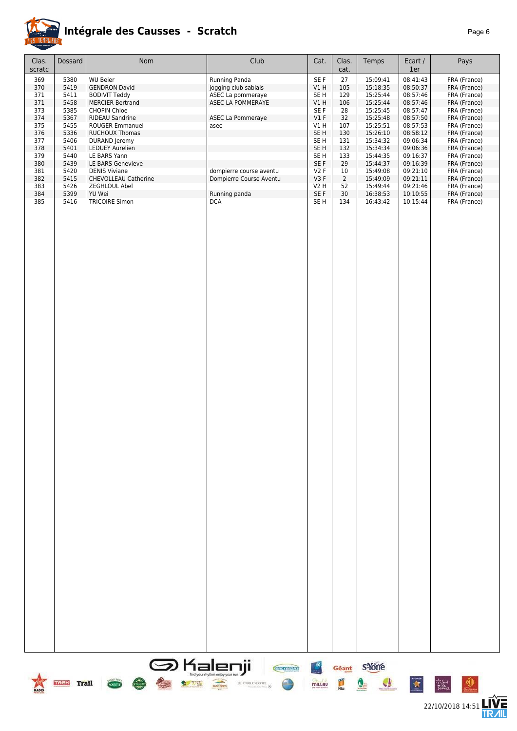# Intégrale des Causses - Scratch

| Clas. scratc | Dossard | Nom | Club | Cat. | Clas. cat. | Temps | Ecart / 1er | Pays |
|---|---|---|---|---|---|---|---|---|
| 369 | 5380 | WU Beier | Running Panda | SE F | 27 | 15:09:41 | 08:41:43 | FRA (France) |
| 370 | 5419 | GENDRON David | jogging club sablais | V1 H | 105 | 15:18:35 | 08:50:37 | FRA (France) |
| 371 | 5411 | BODIVIT Teddy | ASEC La pommeraye | SE H | 129 | 15:25:44 | 08:57:46 | FRA (France) |
| 371 | 5458 | MERCIER Bertrand | ASEC LA POMMERAYE | V1 H | 106 | 15:25:44 | 08:57:46 | FRA (France) |
| 373 | 5385 | CHOPIN Chloe | | SE F | 28 | 15:25:45 | 08:57:47 | FRA (France) |
| 374 | 5367 | RIDEAU Sandrine | ASEC La Pommeraye | V1 F | 32 | 15:25:48 | 08:57:50 | FRA (France) |
| 375 | 5455 | ROUGER Emmanuel | asec | V1 H | 107 | 15:25:51 | 08:57:53 | FRA (France) |
| 376 | 5336 | RUCHOUX Thomas | | SE H | 130 | 15:26:10 | 08:58:12 | FRA (France) |
| 377 | 5406 | DURAND Jeremy | | SE H | 131 | 15:34:32 | 09:06:34 | FRA (France) |
| 378 | 5401 | LEDUEY Aurelien | | SE H | 132 | 15:34:34 | 09:06:36 | FRA (France) |
| 379 | 5440 | LE BARS Yann | | SE H | 133 | 15:44:35 | 09:16:37 | FRA (France) |
| 380 | 5439 | LE BARS Genevieve | | SE F | 29 | 15:44:37 | 09:16:39 | FRA (France) |
| 381 | 5420 | DENIS Viviane | dompierre course aventu | V2 F | 10 | 15:49:08 | 09:21:10 | FRA (France) |
| 382 | 5415 | CHEVOLLEAU Catherine | Dompierre Course Aventu | V3 F | 2 | 15:49:09 | 09:21:11 | FRA (France) |
| 383 | 5426 | ZEGHLOUL Abel | | V2 H | 52 | 15:49:44 | 09:21:46 | FRA (France) |
| 384 | 5399 | YU Wei | Running panda | SE F | 30 | 16:38:53 | 10:10:55 | FRA (France) |
| 385 | 5416 | TRICOIRE Simon | DCA | SE H | 134 | 16:43:42 | 10:15:44 | FRA (France) |

22/10/2018 14:51